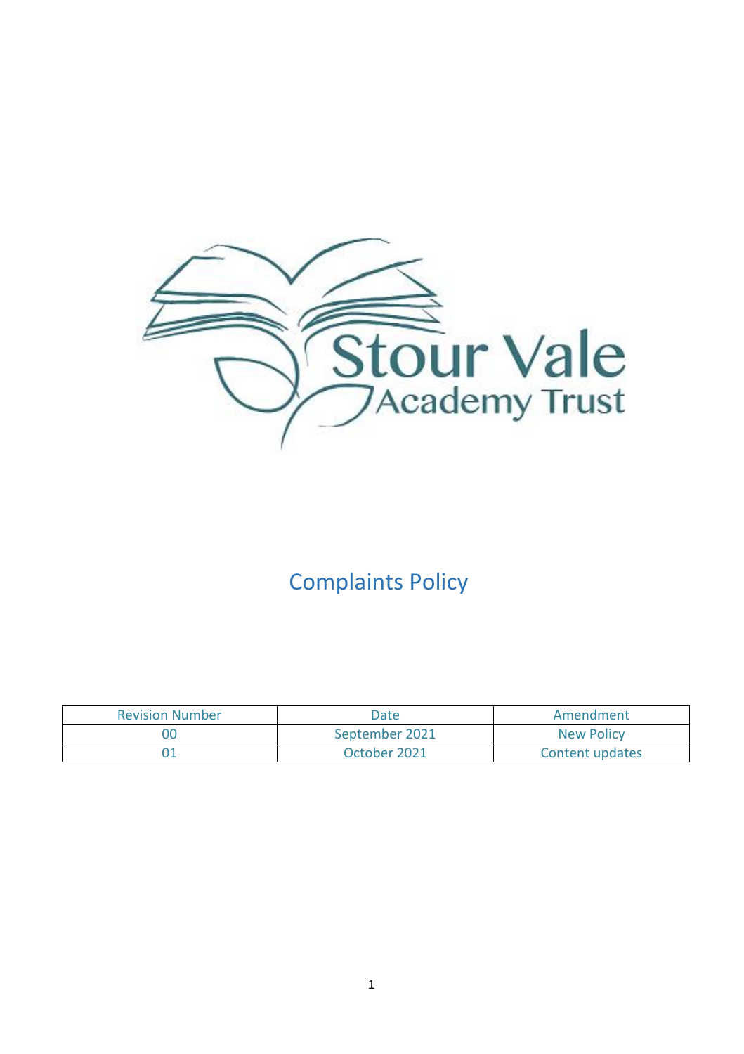Stour Vale
Academy Trust

# Complaints Policy

| Revision Number | Date | Amendment |
| --- | --- | --- |
| 00 | September 2021 | New Policy |
| 01 | October 2021 | Content updates |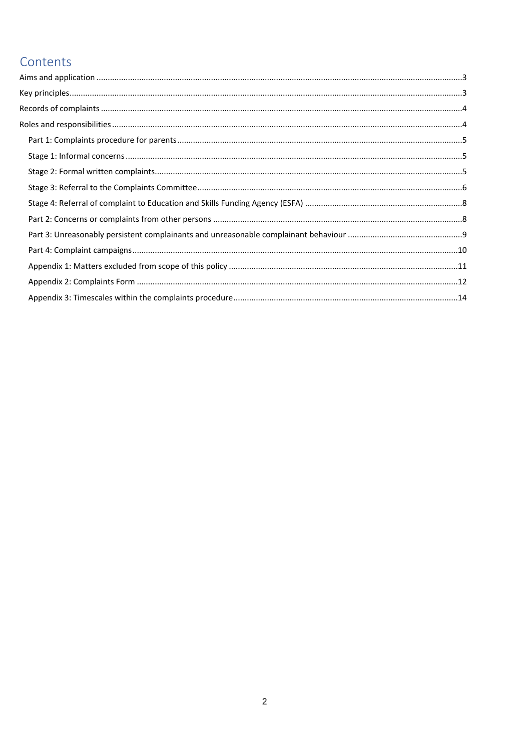# Contents

- Aims and application ... 3
- Key principles ... 3
- Records of complaints ... 4
- Roles and responsibilities ... 4
  - Part 1: Complaints procedure for parents ... 5
  - Stage 1: Informal concerns ... 5
  - Stage 2: Formal written complaints ... 5
  - Stage 3: Referral to the Complaints Committee ... 6
  - Stage 4: Referral of complaint to Education and Skills Funding Agency (ESFA) ... 8
  - Part 2: Concerns or complaints from other persons ... 8
  - Part 3: Unreasonably persistent complainants and unreasonable complainant behaviour ... 9
  - Part 4: Complaint campaigns ... 10
  - Appendix 1: Matters excluded from scope of this policy ... 11
  - Appendix 2: Complaints Form ... 12
  - Appendix 3: Timescales within the complaints procedure ... 14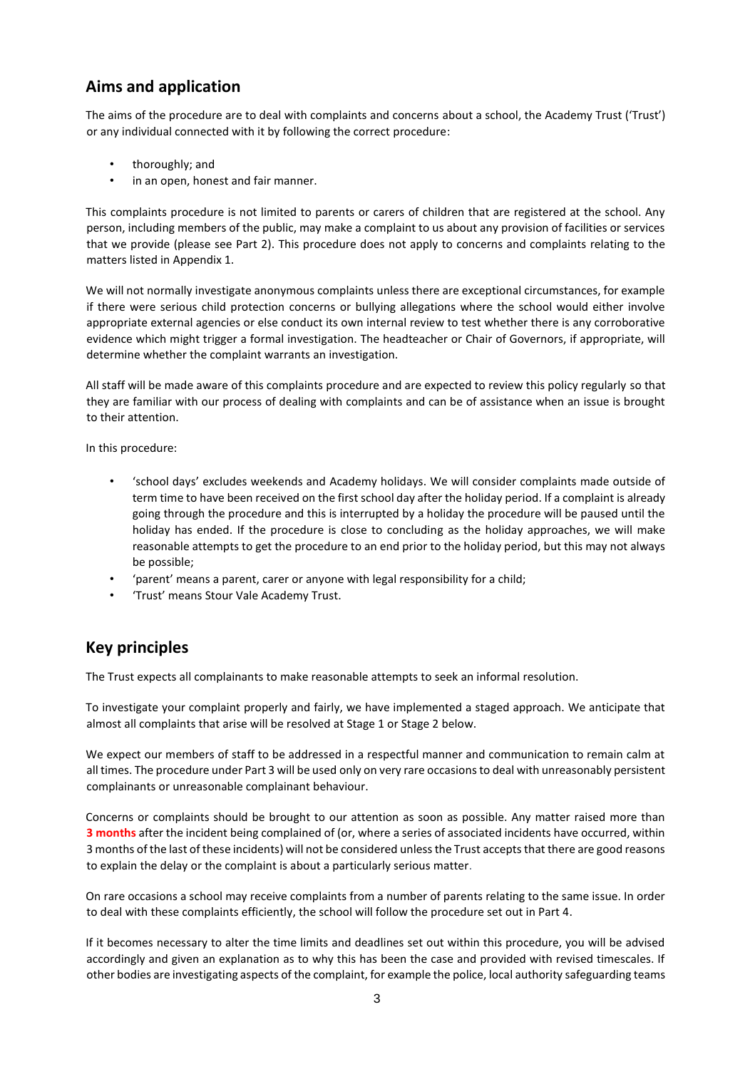## Aims and application

The aims of the procedure are to deal with complaints and concerns about a school, the Academy Trust ('Trust') or any individual connected with it by following the correct procedure:

- thoroughly; and
- in an open, honest and fair manner.

This complaints procedure is not limited to parents or carers of children that are registered at the school. Any person, including members of the public, may make a complaint to us about any provision of facilities or services that we provide (please see Part 2). This procedure does not apply to concerns and complaints relating to the matters listed in Appendix 1.

We will not normally investigate anonymous complaints unless there are exceptional circumstances, for example if there were serious child protection concerns or bullying allegations where the school would either involve appropriate external agencies or else conduct its own internal review to test whether there is any corroborative evidence which might trigger a formal investigation. The headteacher or Chair of Governors, if appropriate, will determine whether the complaint warrants an investigation.

All staff will be made aware of this complaints procedure and are expected to review this policy regularly so that they are familiar with our process of dealing with complaints and can be of assistance when an issue is brought to their attention.

In this procedure:

- 'school days' excludes weekends and Academy holidays. We will consider complaints made outside of term time to have been received on the first school day after the holiday period. If a complaint is already going through the procedure and this is interrupted by a holiday the procedure will be paused until the holiday has ended. If the procedure is close to concluding as the holiday approaches, we will make reasonable attempts to get the procedure to an end prior to the holiday period, but this may not always be possible;
- 'parent' means a parent, carer or anyone with legal responsibility for a child;
- 'Trust' means Stour Vale Academy Trust.

## Key principles

The Trust expects all complainants to make reasonable attempts to seek an informal resolution.

To investigate your complaint properly and fairly, we have implemented a staged approach. We anticipate that almost all complaints that arise will be resolved at Stage 1 or Stage 2 below.

We expect our members of staff to be addressed in a respectful manner and communication to remain calm at all times. The procedure under Part 3 will be used only on very rare occasions to deal with unreasonably persistent complainants or unreasonable complainant behaviour.

Concerns or complaints should be brought to our attention as soon as possible. Any matter raised more than **3 months** after the incident being complained of (or, where a series of associated incidents have occurred, within 3 months of the last of these incidents) will not be considered unless the Trust accepts that there are good reasons to explain the delay or the complaint is about a particularly serious matter.

On rare occasions a school may receive complaints from a number of parents relating to the same issue. In order to deal with these complaints efficiently, the school will follow the procedure set out in Part 4.

If it becomes necessary to alter the time limits and deadlines set out within this procedure, you will be advised accordingly and given an explanation as to why this has been the case and provided with revised timescales. If other bodies are investigating aspects of the complaint, for example the police, local authority safeguarding teams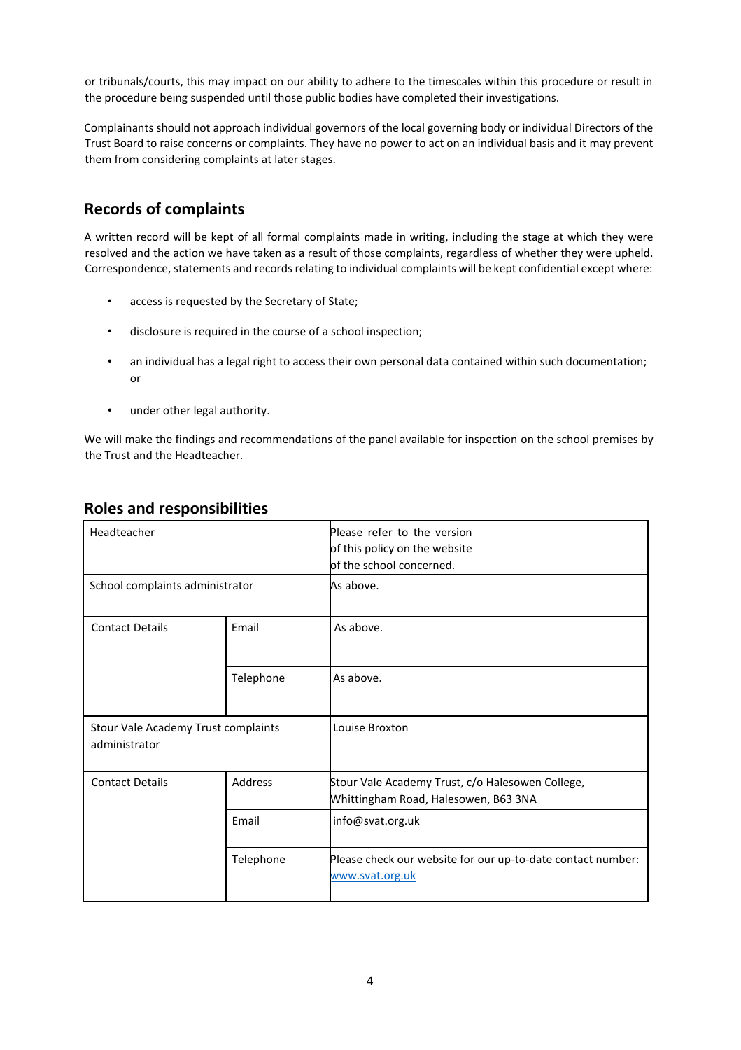or tribunals/courts, this may impact on our ability to adhere to the timescales within this procedure or result in the procedure being suspended until those public bodies have completed their investigations.

Complainants should not approach individual governors of the local governing body or individual Directors of the Trust Board to raise concerns or complaints. They have no power to act on an individual basis and it may prevent them from considering complaints at later stages.

## Records of complaints

A written record will be kept of all formal complaints made in writing, including the stage at which they were resolved and the action we have taken as a result of those complaints, regardless of whether they were upheld. Correspondence, statements and records relating to individual complaints will be kept confidential except where:

- access is requested by the Secretary of State;
- disclosure is required in the course of a school inspection;
- an individual has a legal right to access their own personal data contained within such documentation; or
- under other legal authority.

We will make the findings and recommendations of the panel available for inspection on the school premises by the Trust and the Headteacher.

## Roles and responsibilities

| | | |
|---|---|---|
| Headteacher | | Please refer to the version of this policy on the website of the school concerned. |
| School complaints administrator | | As above. |
| Contact Details | Email | As above. |
| | Telephone | As above. |
| Stour Vale Academy Trust complaints administrator | | Louise Broxton |
| Contact Details | Address | Stour Vale Academy Trust, c/o Halesowen College, Whittingham Road, Halesowen, B63 3NA |
| | Email | info@svat.org.uk |
| | Telephone | Please check our website for our up-to-date contact number: www.svat.org.uk |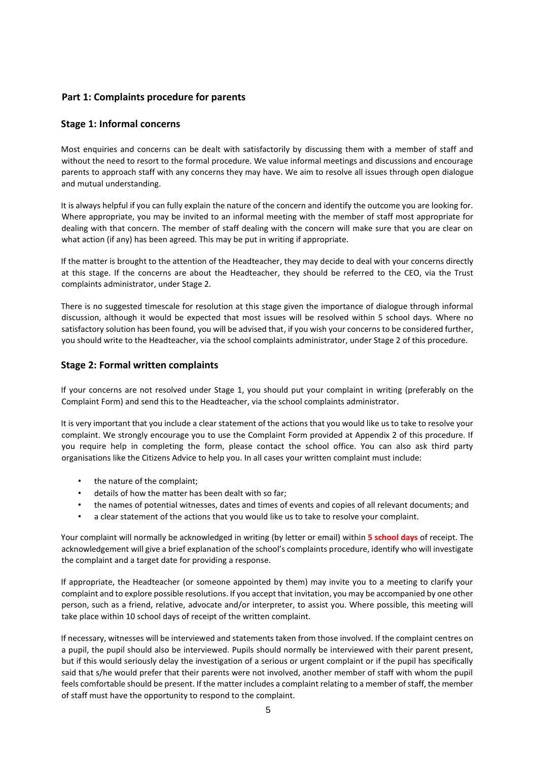## Part 1: Complaints procedure for parents

### Stage 1: Informal concerns

Most enquiries and concerns can be dealt with satisfactorily by discussing them with a member of staff and without the need to resort to the formal procedure. We value informal meetings and discussions and encourage parents to approach staff with any concerns they may have. We aim to resolve all issues through open dialogue and mutual understanding.

It is always helpful if you can fully explain the nature of the concern and identify the outcome you are looking for. Where appropriate, you may be invited to an informal meeting with the member of staff most appropriate for dealing with that concern. The member of staff dealing with the concern will make sure that you are clear on what action (if any) has been agreed. This may be put in writing if appropriate.

If the matter is brought to the attention of the Headteacher, they may decide to deal with your concerns directly at this stage. If the concerns are about the Headteacher, they should be referred to the CEO, via the Trust complaints administrator, under Stage 2.

There is no suggested timescale for resolution at this stage given the importance of dialogue through informal discussion, although it would be expected that most issues will be resolved within 5 school days. Where no satisfactory solution has been found, you will be advised that, if you wish your concerns to be considered further, you should write to the Headteacher, via the school complaints administrator, under Stage 2 of this procedure.

### Stage 2: Formal written complaints

If your concerns are not resolved under Stage 1, you should put your complaint in writing (preferably on the Complaint Form) and send this to the Headteacher, via the school complaints administrator.

It is very important that you include a clear statement of the actions that you would like us to take to resolve your complaint. We strongly encourage you to use the Complaint Form provided at Appendix 2 of this procedure. If you require help in completing the form, please contact the school office. You can also ask third party organisations like the Citizens Advice to help you. In all cases your written complaint must include:

- the nature of the complaint;
- details of how the matter has been dealt with so far;
- the names of potential witnesses, dates and times of events and copies of all relevant documents; and
- a clear statement of the actions that you would like us to take to resolve your complaint.

Your complaint will normally be acknowledged in writing (by letter or email) within **5 school days** of receipt. The acknowledgement will give a brief explanation of the school's complaints procedure, identify who will investigate the complaint and a target date for providing a response.

If appropriate, the Headteacher (or someone appointed by them) may invite you to a meeting to clarify your complaint and to explore possible resolutions. If you accept that invitation, you may be accompanied by one other person, such as a friend, relative, advocate and/or interpreter, to assist you. Where possible, this meeting will take place within 10 school days of receipt of the written complaint.

If necessary, witnesses will be interviewed and statements taken from those involved. If the complaint centres on a pupil, the pupil should also be interviewed. Pupils should normally be interviewed with their parent present, but if this would seriously delay the investigation of a serious or urgent complaint or if the pupil has specifically said that s/he would prefer that their parents were not involved, another member of staff with whom the pupil feels comfortable should be present. If the matter includes a complaint relating to a member of staff, the member of staff must have the opportunity to respond to the complaint.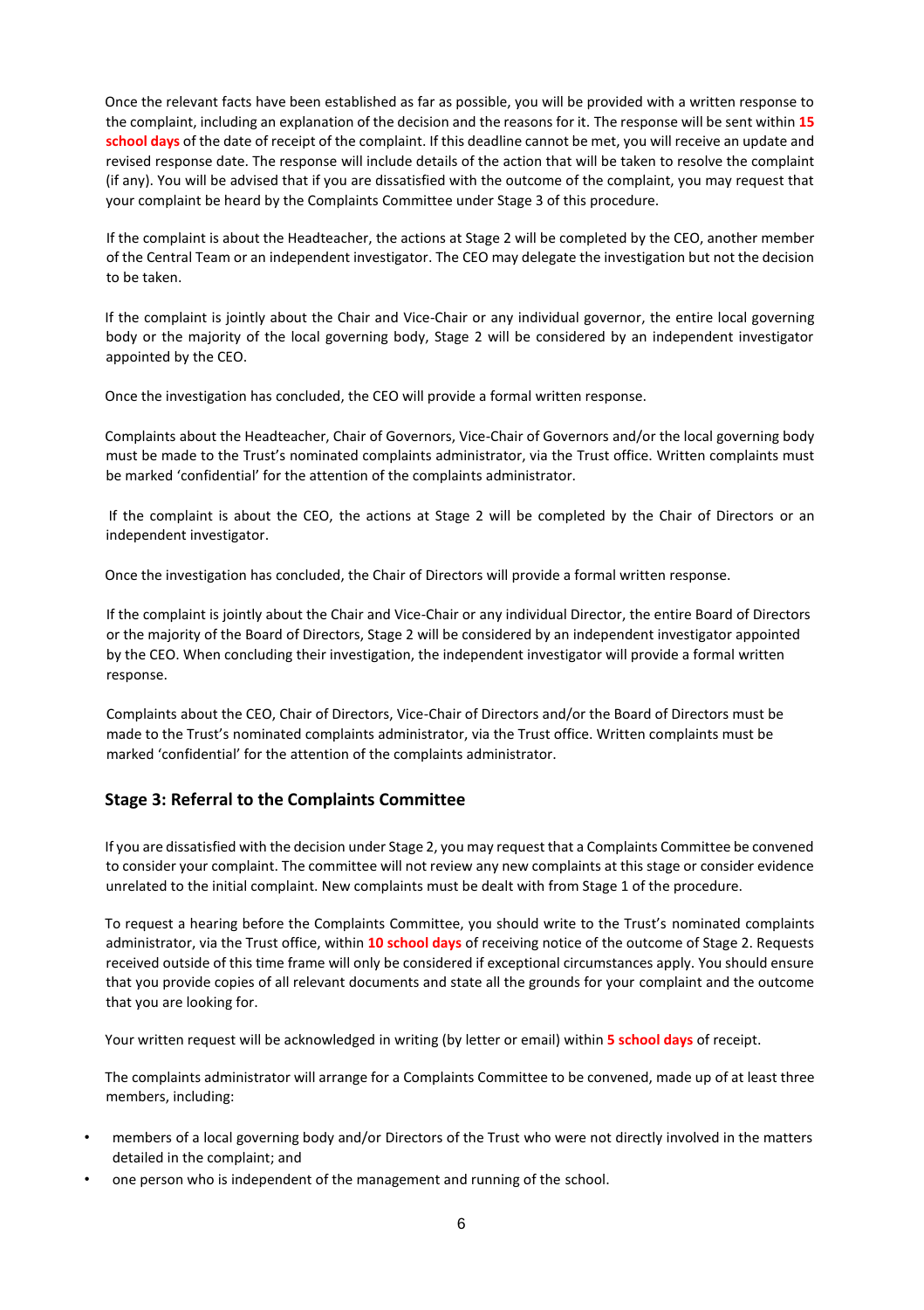Once the relevant facts have been established as far as possible, you will be provided with a written response to the complaint, including an explanation of the decision and the reasons for it. The response will be sent within **15 school days** of the date of receipt of the complaint. If this deadline cannot be met, you will receive an update and revised response date. The response will include details of the action that will be taken to resolve the complaint (if any). You will be advised that if you are dissatisfied with the outcome of the complaint, you may request that your complaint be heard by the Complaints Committee under Stage 3 of this procedure.

If the complaint is about the Headteacher, the actions at Stage 2 will be completed by the CEO, another member of the Central Team or an independent investigator. The CEO may delegate the investigation but not the decision to be taken.

If the complaint is jointly about the Chair and Vice-Chair or any individual governor, the entire local governing body or the majority of the local governing body, Stage 2 will be considered by an independent investigator appointed by the CEO.

Once the investigation has concluded, the CEO will provide a formal written response.

Complaints about the Headteacher, Chair of Governors, Vice-Chair of Governors and/or the local governing body must be made to the Trust's nominated complaints administrator, via the Trust office. Written complaints must be marked 'confidential' for the attention of the complaints administrator.

If the complaint is about the CEO, the actions at Stage 2 will be completed by the Chair of Directors or an independent investigator.

Once the investigation has concluded, the Chair of Directors will provide a formal written response.

If the complaint is jointly about the Chair and Vice-Chair or any individual Director, the entire Board of Directors or the majority of the Board of Directors, Stage 2 will be considered by an independent investigator appointed by the CEO. When concluding their investigation, the independent investigator will provide a formal written response.

Complaints about the CEO, Chair of Directors, Vice-Chair of Directors and/or the Board of Directors must be made to the Trust's nominated complaints administrator, via the Trust office. Written complaints must be marked 'confidential' for the attention of the complaints administrator.

## Stage 3: Referral to the Complaints Committee

If you are dissatisfied with the decision under Stage 2, you may request that a Complaints Committee be convened to consider your complaint. The committee will not review any new complaints at this stage or consider evidence unrelated to the initial complaint. New complaints must be dealt with from Stage 1 of the procedure.

To request a hearing before the Complaints Committee, you should write to the Trust's nominated complaints administrator, via the Trust office, within **10 school days** of receiving notice of the outcome of Stage 2. Requests received outside of this time frame will only be considered if exceptional circumstances apply. You should ensure that you provide copies of all relevant documents and state all the grounds for your complaint and the outcome that you are looking for.

Your written request will be acknowledged in writing (by letter or email) within **5 school days** of receipt.

The complaints administrator will arrange for a Complaints Committee to be convened, made up of at least three members, including:

- members of a local governing body and/or Directors of the Trust who were not directly involved in the matters detailed in the complaint; and
- one person who is independent of the management and running of the school.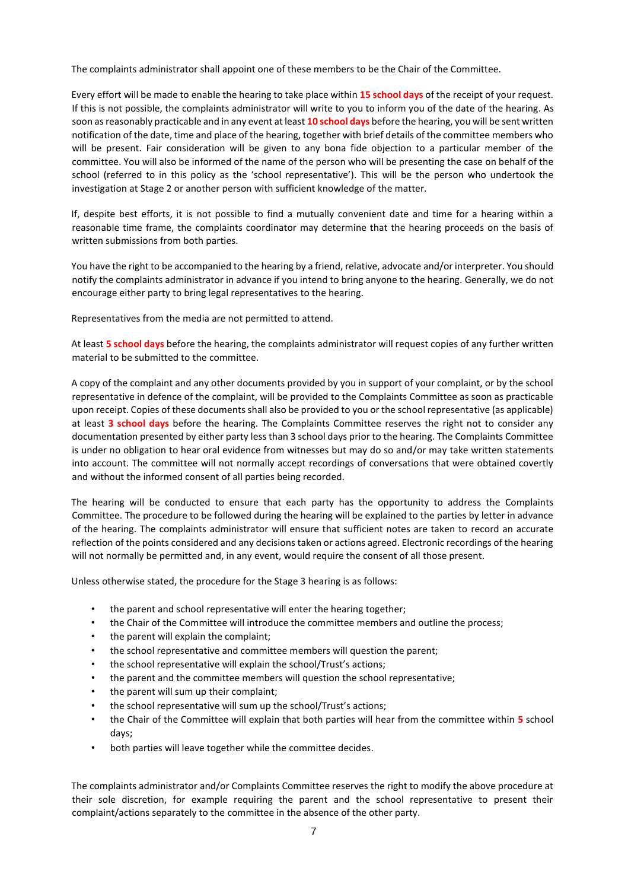The complaints administrator shall appoint one of these members to be the Chair of the Committee.

Every effort will be made to enable the hearing to take place within **15 school days** of the receipt of your request. If this is not possible, the complaints administrator will write to you to inform you of the date of the hearing. As soon as reasonably practicable and in any event at least **10 school days** before the hearing, you will be sent written notification of the date, time and place of the hearing, together with brief details of the committee members who will be present. Fair consideration will be given to any bona fide objection to a particular member of the committee. You will also be informed of the name of the person who will be presenting the case on behalf of the school (referred to in this policy as the 'school representative'). This will be the person who undertook the investigation at Stage 2 or another person with sufficient knowledge of the matter.

If, despite best efforts, it is not possible to find a mutually convenient date and time for a hearing within a reasonable time frame, the complaints coordinator may determine that the hearing proceeds on the basis of written submissions from both parties.

You have the right to be accompanied to the hearing by a friend, relative, advocate and/or interpreter. You should notify the complaints administrator in advance if you intend to bring anyone to the hearing. Generally, we do not encourage either party to bring legal representatives to the hearing.

Representatives from the media are not permitted to attend.

At least **5 school days** before the hearing, the complaints administrator will request copies of any further written material to be submitted to the committee.

A copy of the complaint and any other documents provided by you in support of your complaint, or by the school representative in defence of the complaint, will be provided to the Complaints Committee as soon as practicable upon receipt. Copies of these documents shall also be provided to you or the school representative (as applicable) at least **3 school days** before the hearing. The Complaints Committee reserves the right not to consider any documentation presented by either party less than 3 school days prior to the hearing. The Complaints Committee is under no obligation to hear oral evidence from witnesses but may do so and/or may take written statements into account. The committee will not normally accept recordings of conversations that were obtained covertly and without the informed consent of all parties being recorded.

The hearing will be conducted to ensure that each party has the opportunity to address the Complaints Committee. The procedure to be followed during the hearing will be explained to the parties by letter in advance of the hearing. The complaints administrator will ensure that sufficient notes are taken to record an accurate reflection of the points considered and any decisions taken or actions agreed. Electronic recordings of the hearing will not normally be permitted and, in any event, would require the consent of all those present.

Unless otherwise stated, the procedure for the Stage 3 hearing is as follows:

- the parent and school representative will enter the hearing together;
- the Chair of the Committee will introduce the committee members and outline the process;
- the parent will explain the complaint;
- the school representative and committee members will question the parent;
- the school representative will explain the school/Trust's actions;
- the parent and the committee members will question the school representative;
- the parent will sum up their complaint;
- the school representative will sum up the school/Trust's actions;
- the Chair of the Committee will explain that both parties will hear from the committee within **5** school days;
- both parties will leave together while the committee decides.

The complaints administrator and/or Complaints Committee reserves the right to modify the above procedure at their sole discretion, for example requiring the parent and the school representative to present their complaint/actions separately to the committee in the absence of the other party.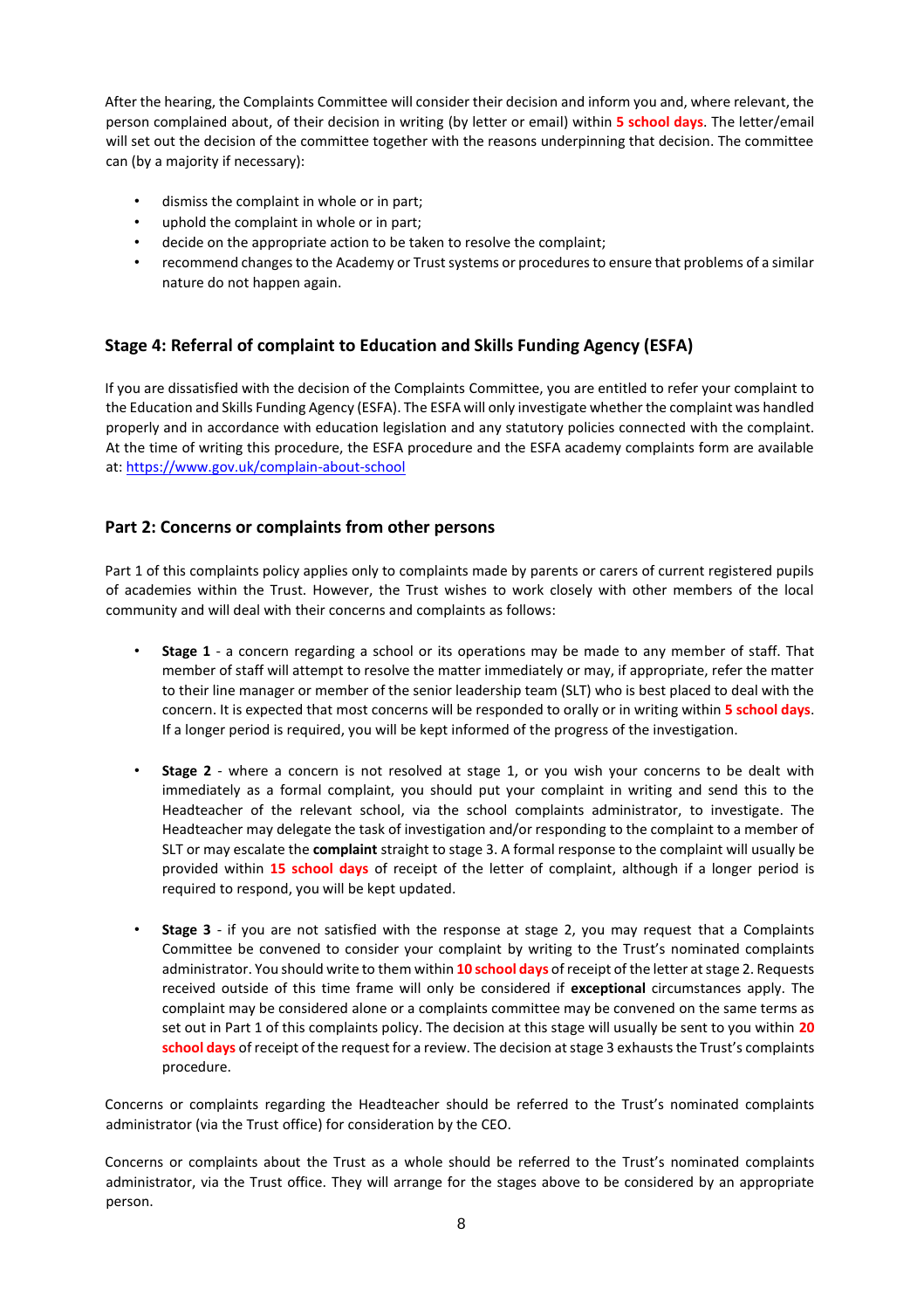After the hearing, the Complaints Committee will consider their decision and inform you and, where relevant, the person complained about, of their decision in writing (by letter or email) within **5 school days**. The letter/email will set out the decision of the committee together with the reasons underpinning that decision. The committee can (by a majority if necessary):

- dismiss the complaint in whole or in part;
- uphold the complaint in whole or in part;
- decide on the appropriate action to be taken to resolve the complaint;
- recommend changes to the Academy or Trust systems or procedures to ensure that problems of a similar nature do not happen again.

### Stage 4: Referral of complaint to Education and Skills Funding Agency (ESFA)

If you are dissatisfied with the decision of the Complaints Committee, you are entitled to refer your complaint to the Education and Skills Funding Agency (ESFA). The ESFA will only investigate whether the complaint was handled properly and in accordance with education legislation and any statutory policies connected with the complaint. At the time of writing this procedure, the ESFA procedure and the ESFA academy complaints form are available at: https://www.gov.uk/complain-about-school

## Part 2: Concerns or complaints from other persons

Part 1 of this complaints policy applies only to complaints made by parents or carers of current registered pupils of academies within the Trust. However, the Trust wishes to work closely with other members of the local community and will deal with their concerns and complaints as follows:

- **Stage 1** - a concern regarding a school or its operations may be made to any member of staff. That member of staff will attempt to resolve the matter immediately or may, if appropriate, refer the matter to their line manager or member of the senior leadership team (SLT) who is best placed to deal with the concern. It is expected that most concerns will be responded to orally or in writing within **5 school days**. If a longer period is required, you will be kept informed of the progress of the investigation.

- **Stage 2** - where a concern is not resolved at stage 1, or you wish your concerns to be dealt with immediately as a formal complaint, you should put your complaint in writing and send this to the Headteacher of the relevant school, via the school complaints administrator, to investigate. The Headteacher may delegate the task of investigation and/or responding to the complaint to a member of SLT or may escalate the **complaint** straight to stage 3. A formal response to the complaint will usually be provided within **15 school days** of receipt of the letter of complaint, although if a longer period is required to respond, you will be kept updated.

- **Stage 3** - if you are not satisfied with the response at stage 2, you may request that a Complaints Committee be convened to consider your complaint by writing to the Trust's nominated complaints administrator. You should write to them within **10 school days** of receipt of the letter at stage 2. Requests received outside of this time frame will only be considered if **exceptional** circumstances apply. The complaint may be considered alone or a complaints committee may be convened on the same terms as set out in Part 1 of this complaints policy. The decision at this stage will usually be sent to you within **20 school days** of receipt of the request for a review. The decision at stage 3 exhausts the Trust's complaints procedure.

Concerns or complaints regarding the Headteacher should be referred to the Trust's nominated complaints administrator (via the Trust office) for consideration by the CEO.

Concerns or complaints about the Trust as a whole should be referred to the Trust's nominated complaints administrator, via the Trust office. They will arrange for the stages above to be considered by an appropriate person.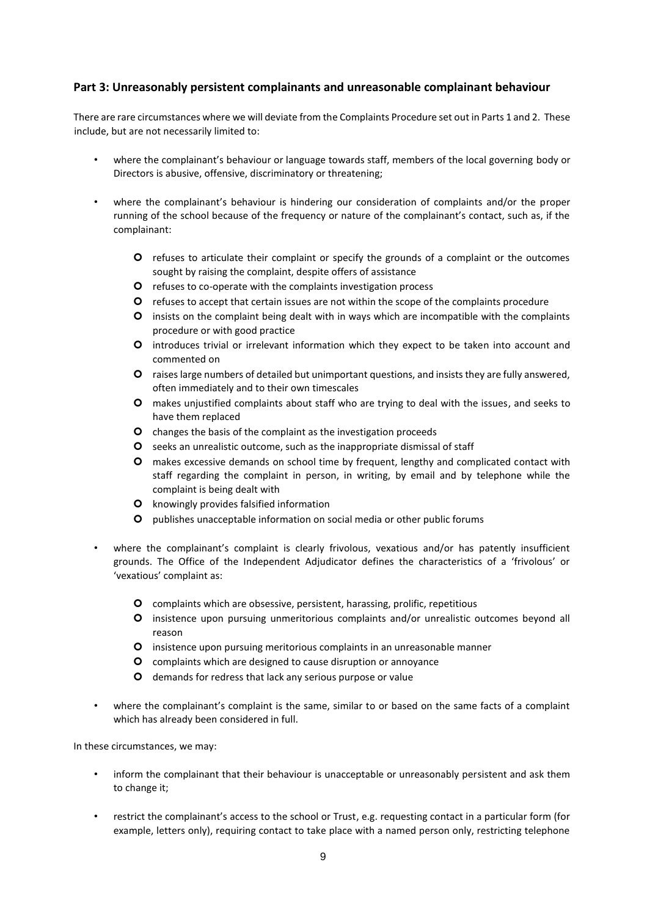## Part 3: Unreasonably persistent complainants and unreasonable complainant behaviour

There are rare circumstances where we will deviate from the Complaints Procedure set out in Parts 1 and 2. These include, but are not necessarily limited to:

- where the complainant's behaviour or language towards staff, members of the local governing body or Directors is abusive, offensive, discriminatory or threatening;
- where the complainant's behaviour is hindering our consideration of complaints and/or the proper running of the school because of the frequency or nature of the complainant's contact, such as, if the complainant:
    - refuses to articulate their complaint or specify the grounds of a complaint or the outcomes sought by raising the complaint, despite offers of assistance
    - refuses to co-operate with the complaints investigation process
    - refuses to accept that certain issues are not within the scope of the complaints procedure
    - insists on the complaint being dealt with in ways which are incompatible with the complaints procedure or with good practice
    - introduces trivial or irrelevant information which they expect to be taken into account and commented on
    - raises large numbers of detailed but unimportant questions, and insists they are fully answered, often immediately and to their own timescales
    - makes unjustified complaints about staff who are trying to deal with the issues, and seeks to have them replaced
    - changes the basis of the complaint as the investigation proceeds
    - seeks an unrealistic outcome, such as the inappropriate dismissal of staff
    - makes excessive demands on school time by frequent, lengthy and complicated contact with staff regarding the complaint in person, in writing, by email and by telephone while the complaint is being dealt with
    - knowingly provides falsified information
    - publishes unacceptable information on social media or other public forums
- where the complainant's complaint is clearly frivolous, vexatious and/or has patently insufficient grounds. The Office of the Independent Adjudicator defines the characteristics of a 'frivolous' or 'vexatious' complaint as:
    - complaints which are obsessive, persistent, harassing, prolific, repetitious
    - insistence upon pursuing unmeritorious complaints and/or unrealistic outcomes beyond all reason
    - insistence upon pursuing meritorious complaints in an unreasonable manner
    - complaints which are designed to cause disruption or annoyance
    - demands for redress that lack any serious purpose or value
- where the complainant's complaint is the same, similar to or based on the same facts of a complaint which has already been considered in full.

In these circumstances, we may:

- inform the complainant that their behaviour is unacceptable or unreasonably persistent and ask them to change it;
- restrict the complainant's access to the school or Trust, e.g. requesting contact in a particular form (for example, letters only), requiring contact to take place with a named person only, restricting telephone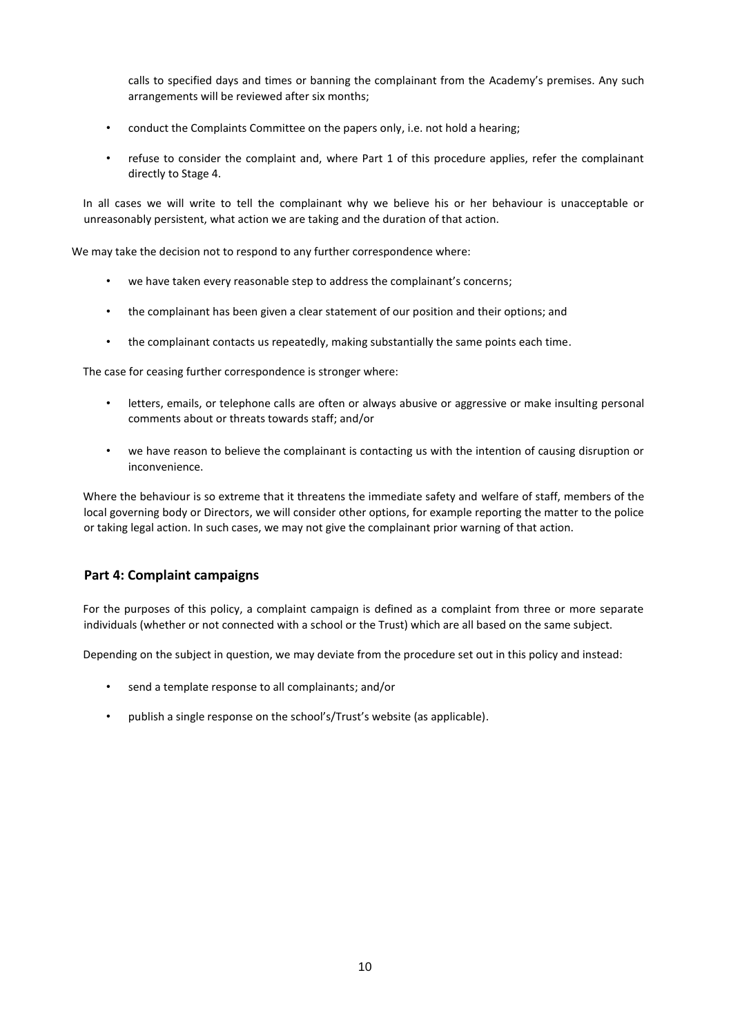calls to specified days and times or banning the complainant from the Academy's premises. Any such arrangements will be reviewed after six months;

- conduct the Complaints Committee on the papers only, i.e. not hold a hearing;
- refuse to consider the complaint and, where Part 1 of this procedure applies, refer the complainant directly to Stage 4.

In all cases we will write to tell the complainant why we believe his or her behaviour is unacceptable or unreasonably persistent, what action we are taking and the duration of that action.

We may take the decision not to respond to any further correspondence where:

- we have taken every reasonable step to address the complainant's concerns;
- the complainant has been given a clear statement of our position and their options; and
- the complainant contacts us repeatedly, making substantially the same points each time.

The case for ceasing further correspondence is stronger where:

- letters, emails, or telephone calls are often or always abusive or aggressive or make insulting personal comments about or threats towards staff; and/or
- we have reason to believe the complainant is contacting us with the intention of causing disruption or inconvenience.

Where the behaviour is so extreme that it threatens the immediate safety and welfare of staff, members of the local governing body or Directors, we will consider other options, for example reporting the matter to the police or taking legal action. In such cases, we may not give the complainant prior warning of that action.

## Part 4: Complaint campaigns

For the purposes of this policy, a complaint campaign is defined as a complaint from three or more separate individuals (whether or not connected with a school or the Trust) which are all based on the same subject.

Depending on the subject in question, we may deviate from the procedure set out in this policy and instead:

- send a template response to all complainants; and/or
- publish a single response on the school's/Trust's website (as applicable).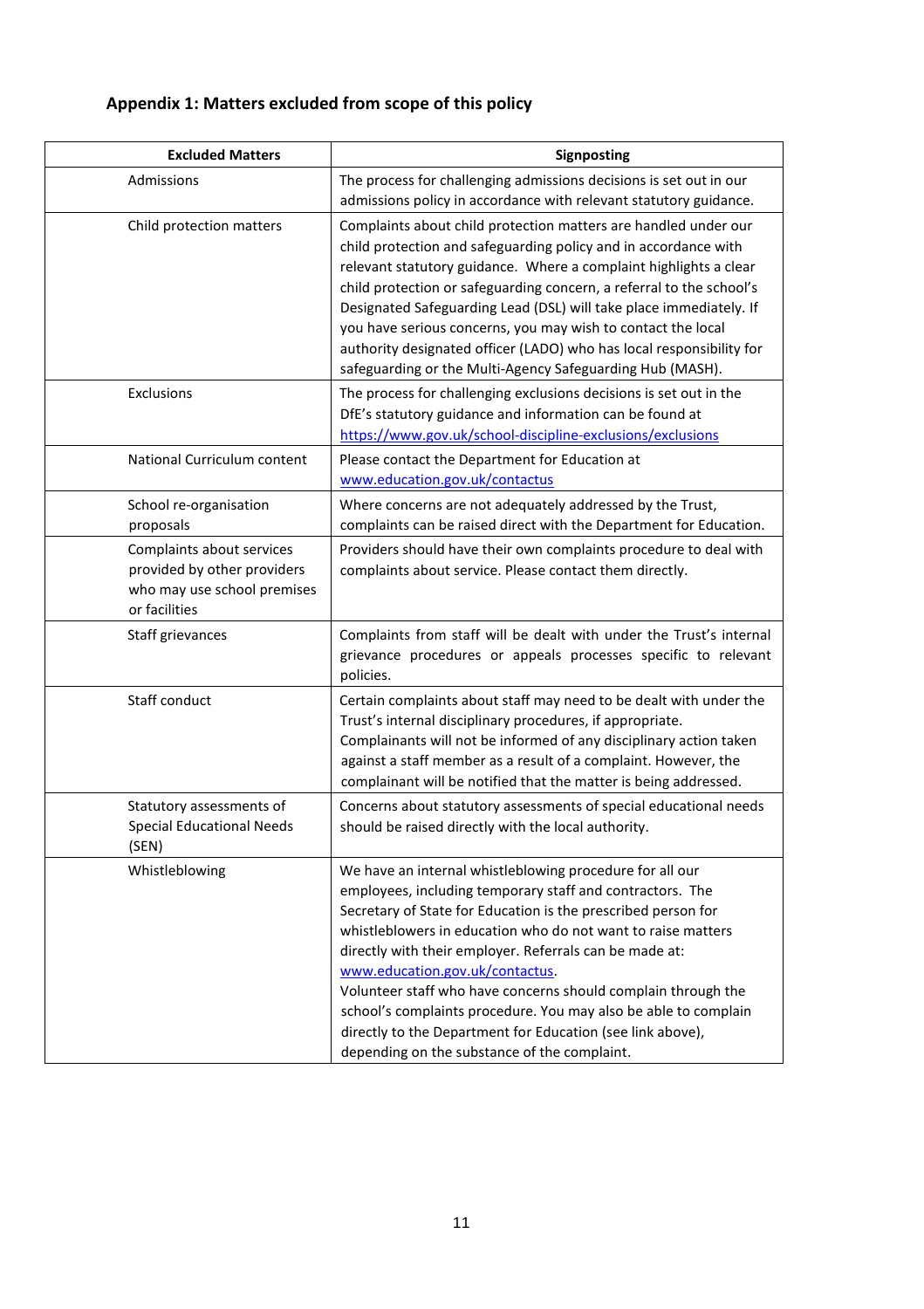## Appendix 1: Matters excluded from scope of this policy

| Excluded Matters | Signposting |
|---|---|
| Admissions | The process for challenging admissions decisions is set out in our admissions policy in accordance with relevant statutory guidance. |
| Child protection matters | Complaints about child protection matters are handled under our child protection and safeguarding policy and in accordance with relevant statutory guidance. Where a complaint highlights a clear child protection or safeguarding concern, a referral to the school's Designated Safeguarding Lead (DSL) will take place immediately. If you have serious concerns, you may wish to contact the local authority designated officer (LADO) who has local responsibility for safeguarding or the Multi-Agency Safeguarding Hub (MASH). |
| Exclusions | The process for challenging exclusions decisions is set out in the DfE's statutory guidance and information can be found at https://www.gov.uk/school-discipline-exclusions/exclusions |
| National Curriculum content | Please contact the Department for Education at www.education.gov.uk/contactus |
| School re-organisation proposals | Where concerns are not adequately addressed by the Trust, complaints can be raised direct with the Department for Education. |
| Complaints about services provided by other providers who may use school premises or facilities | Providers should have their own complaints procedure to deal with complaints about service. Please contact them directly. |
| Staff grievances | Complaints from staff will be dealt with under the Trust's internal grievance procedures or appeals processes specific to relevant policies. |
| Staff conduct | Certain complaints about staff may need to be dealt with under the Trust's internal disciplinary procedures, if appropriate. Complainants will not be informed of any disciplinary action taken against a staff member as a result of a complaint. However, the complainant will be notified that the matter is being addressed. |
| Statutory assessments of Special Educational Needs (SEN) | Concerns about statutory assessments of special educational needs should be raised directly with the local authority. |
| Whistleblowing | We have an internal whistleblowing procedure for all our employees, including temporary staff and contractors. The Secretary of State for Education is the prescribed person for whistleblowers in education who do not want to raise matters directly with their employer. Referrals can be made at: www.education.gov.uk/contactus. Volunteer staff who have concerns should complain through the school's complaints procedure. You may also be able to complain directly to the Department for Education (see link above), depending on the substance of the complaint. |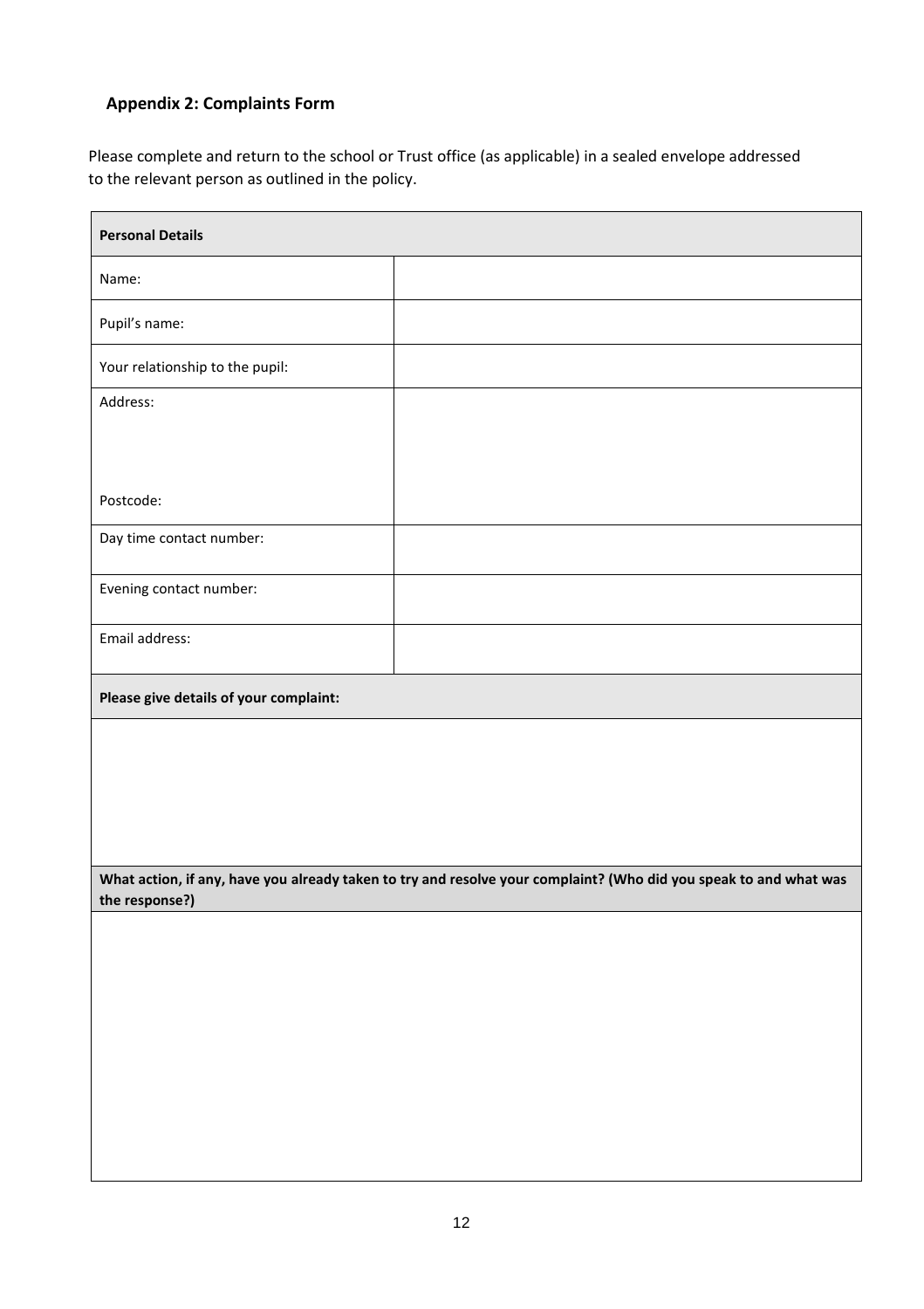## Appendix 2: Complaints Form

Please complete and return to the school or Trust office (as applicable) in a sealed envelope addressed to the relevant person as outlined in the policy.

| **Personal Details** | |
|---|---|
| Name: | |
| Pupil's name: | |
| Your relationship to the pupil: | |
| Address:<br><br><br>Postcode: | |
| Day time contact number: | |
| Evening contact number: | |
| Email address: | |
| **Please give details of your complaint:** | |
| | |
| **What action, if any, have you already taken to try and resolve your complaint? (Who did you speak to and what was the response?)** | |
| | |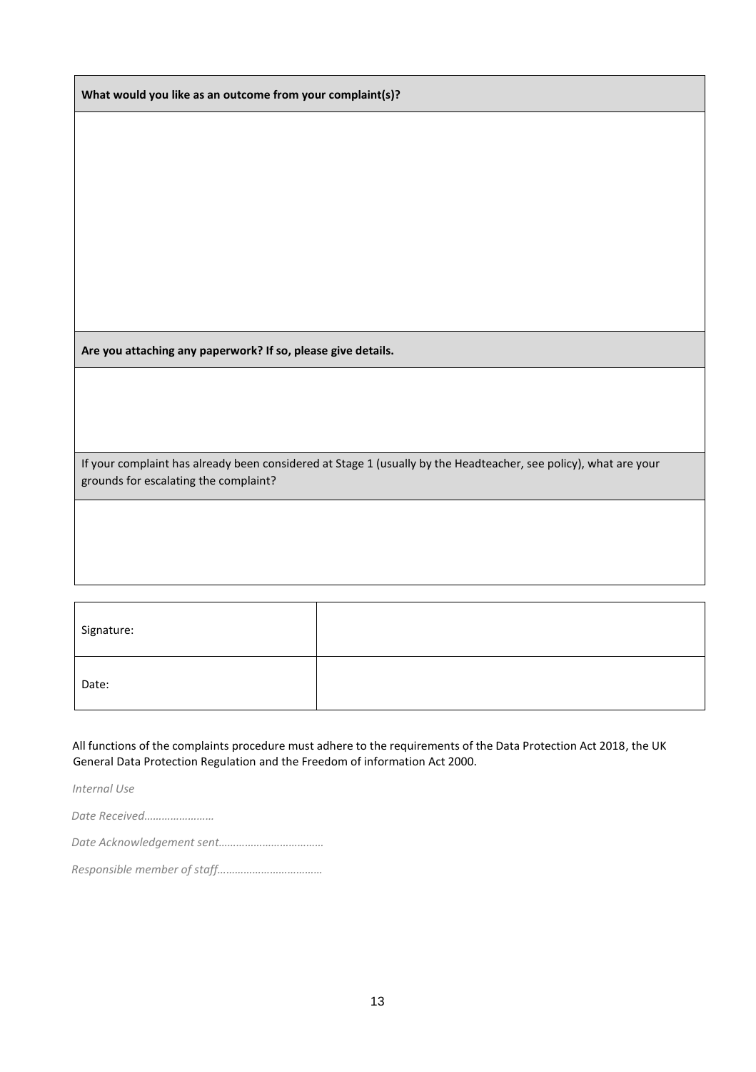| **What would you like as an outcome from your complaint(s)?** |
| --- |
| |
| **Are you attaching any paperwork? If so, please give details.** |
| |
| If your complaint has already been considered at Stage 1 (usually by the Headteacher, see policy), what are your grounds for escalating the complaint? |
| |

| Signature: | |
| --- | --- |
| Date: | |

All functions of the complaints procedure must adhere to the requirements of the Data Protection Act 2018, the UK General Data Protection Regulation and the Freedom of information Act 2000.

*Internal Use*

*Date Received……………………*

*Date Acknowledgement sent………………………………*

*Responsible member of staff………………………………*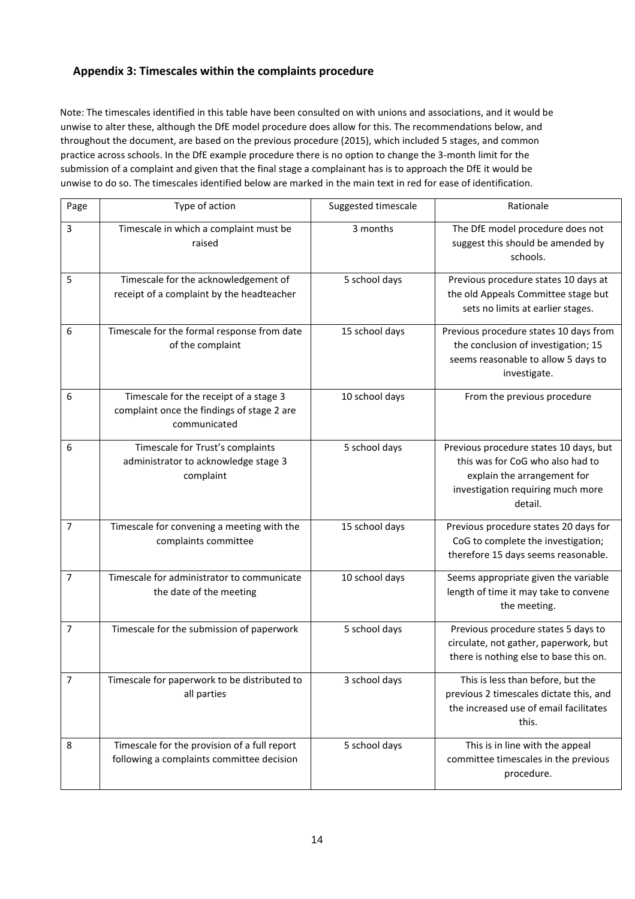## Appendix 3: Timescales within the complaints procedure

Note: The timescales identified in this table have been consulted on with unions and associations, and it would be unwise to alter these, although the DfE model procedure does allow for this. The recommendations below, and throughout the document, are based on the previous procedure (2015), which included 5 stages, and common practice across schools. In the DfE example procedure there is no option to change the 3-month limit for the submission of a complaint and given that the final stage a complainant has is to approach the DfE it would be unwise to do so. The timescales identified below are marked in the main text in red for ease of identification.

| Page | Type of action | Suggested timescale | Rationale |
|---|---|---|---|
| 3 | Timescale in which a complaint must be raised | 3 months | The DfE model procedure does not suggest this should be amended by schools. |
| 5 | Timescale for the acknowledgement of receipt of a complaint by the headteacher | 5 school days | Previous procedure states 10 days at the old Appeals Committee stage but sets no limits at earlier stages. |
| 6 | Timescale for the formal response from date of the complaint | 15 school days | Previous procedure states 10 days from the conclusion of investigation; 15 seems reasonable to allow 5 days to investigate. |
| 6 | Timescale for the receipt of a stage 3 complaint once the findings of stage 2 are communicated | 10 school days | From the previous procedure |
| 6 | Timescale for Trust's complaints administrator to acknowledge stage 3 complaint | 5 school days | Previous procedure states 10 days, but this was for CoG who also had to explain the arrangement for investigation requiring much more detail. |
| 7 | Timescale for convening a meeting with the complaints committee | 15 school days | Previous procedure states 20 days for CoG to complete the investigation; therefore 15 days seems reasonable. |
| 7 | Timescale for administrator to communicate the date of the meeting | 10 school days | Seems appropriate given the variable length of time it may take to convene the meeting. |
| 7 | Timescale for the submission of paperwork | 5 school days | Previous procedure states 5 days to circulate, not gather, paperwork, but there is nothing else to base this on. |
| 7 | Timescale for paperwork to be distributed to all parties | 3 school days | This is less than before, but the previous 2 timescales dictate this, and the increased use of email facilitates this. |
| 8 | Timescale for the provision of a full report following a complaints committee decision | 5 school days | This is in line with the appeal committee timescales in the previous procedure. |